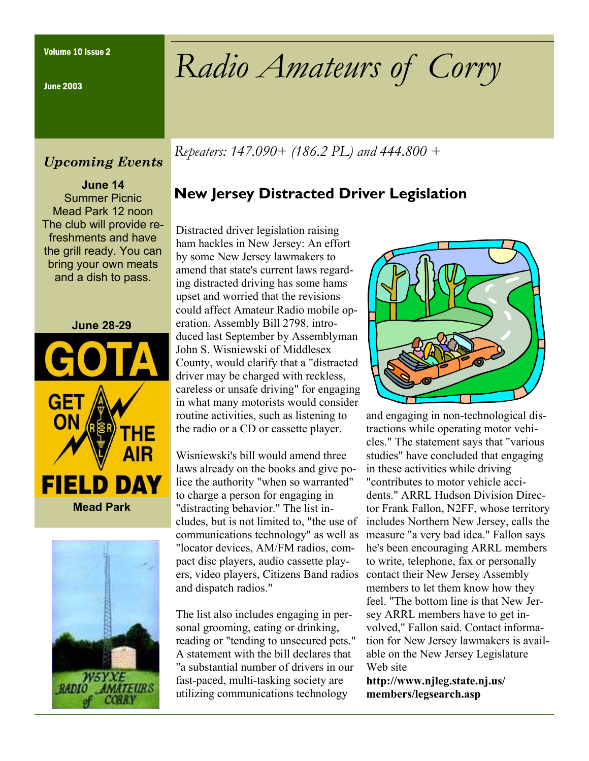Volume 10 Issue 2

June 2003

# Radio Amateurs of Corry

*Repeaters: 147.090+ (186.2 PL) and 444.800 +*

### *Upcoming Events*

**June 14**
Summer Picnic
Mead Park 12 noon
The club will provide refreshments and have the grill ready. You can bring your own meats and a dish to pass.

**June 28-29**
GOTA
GET ON THE AIR
FIELD DAY
**Mead Park**

W5YXE RADIO AMATEURS of CORRY

## New Jersey Distracted Driver Legislation

Distracted driver legislation raising ham hackles in New Jersey: An effort by some New Jersey lawmakers to amend that state's current laws regarding distracted driving has some hams upset and worried that the revisions could affect Amateur Radio mobile operation. Assembly Bill 2798, introduced last September by Assemblyman John S. Wisniewski of Middlesex County, would clarify that a "distracted driver may be charged with reckless, careless or unsafe driving" for engaging in what many motorists would consider routine activities, such as listening to the radio or a CD or cassette player.

Wisniewski's bill would amend three laws already on the books and give police the authority "when so warranted" to charge a person for engaging in "distracting behavior." The list includes, but is not limited to, "the use of communications technology" as well as "locator devices, AM/FM radios, compact disc players, audio cassette players, video players, Citizens Band radios and dispatch radios."

The list also includes engaging in personal grooming, eating or drinking, reading or "tending to unsecured pets." A statement with the bill declares that "a substantial number of drivers in our fast-paced, multi-tasking society are utilizing communications technology and engaging in non-technological distractions while operating motor vehicles." The statement says that "various studies" have concluded that engaging in these activities while driving "contributes to motor vehicle accidents." ARRL Hudson Division Director Frank Fallon, N2FF, whose territory includes Northern New Jersey, calls the measure "a very bad idea." Fallon says he's been encouraging ARRL members to write, telephone, fax or personally contact their New Jersey Assembly members to let them know how they feel. "The bottom line is that New Jersey ARRL members have to get involved," Fallon said. Contact information for New Jersey lawmakers is available on the New Jersey Legislature Web site **http://www.njleg.state.nj.us/members/legsearch.asp**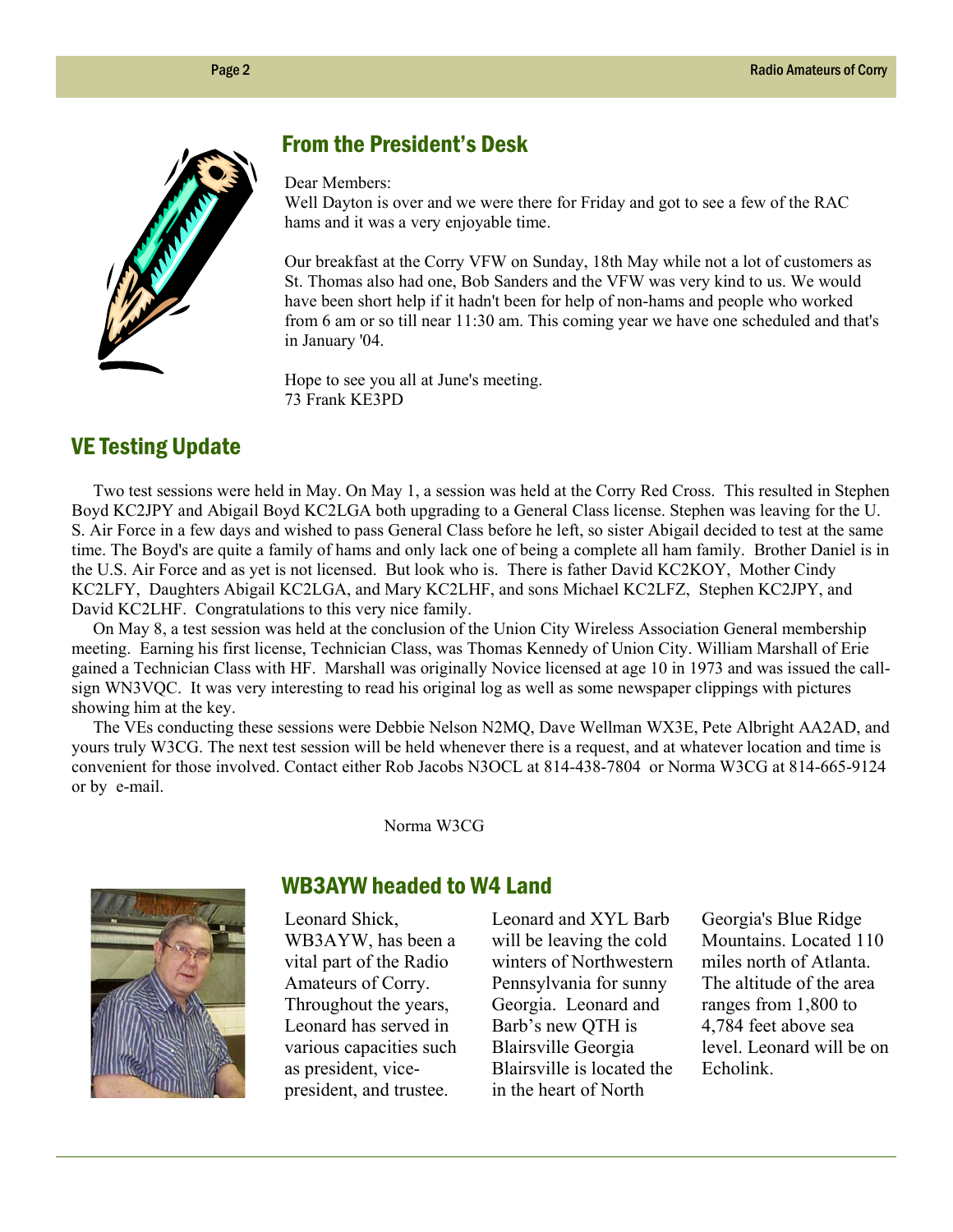## From the President's Desk

Dear Members:
Well Dayton is over and we were there for Friday and got to see a few of the RAC hams and it was a very enjoyable time.

Our breakfast at the Corry VFW on Sunday, 18th May while not a lot of customers as St. Thomas also had one, Bob Sanders and the VFW was very kind to us. We would have been short help if it hadn't been for help of non-hams and people who worked from 6 am or so till near 11:30 am. This coming year we have one scheduled and that's in January '04.

Hope to see you all at June's meeting.
73 Frank KE3PD

## VE Testing Update

Two test sessions were held in May. On May 1, a session was held at the Corry Red Cross. This resulted in Stephen Boyd KC2JPY and Abigail Boyd KC2LGA both upgrading to a General Class license. Stephen was leaving for the U. S. Air Force in a few days and wished to pass General Class before he left, so sister Abigail decided to test at the same time. The Boyd's are quite a family of hams and only lack one of being a complete all ham family. Brother Daniel is in the U.S. Air Force and as yet is not licensed. But look who is. There is father David KC2KOY, Mother Cindy KC2LFY, Daughters Abigail KC2LGA, and Mary KC2LHF, and sons Michael KC2LFZ, Stephen KC2JPY, and David KC2LHF. Congratulations to this very nice family.

On May 8, a test session was held at the conclusion of the Union City Wireless Association General membership meeting. Earning his first license, Technician Class, was Thomas Kennedy of Union City. William Marshall of Erie gained a Technician Class with HF. Marshall was originally Novice licensed at age 10 in 1973 and was issued the call-sign WN3VQC. It was very interesting to read his original log as well as some newspaper clippings with pictures showing him at the key.

The VEs conducting these sessions were Debbie Nelson N2MQ, Dave Wellman WX3E, Pete Albright AA2AD, and yours truly W3CG. The next test session will be held whenever there is a request, and at whatever location and time is convenient for those involved. Contact either Rob Jacobs N3OCL at 814-438-7804 or Norma W3CG at 814-665-9124 or by e-mail.

Norma W3CG

## WB3AYW headed to W4 Land

Leonard Shick, WB3AYW, has been a vital part of the Radio Amateurs of Corry. Throughout the years, Leonard has served in various capacities such as president, vice-president, and trustee. Leonard and XYL Barb will be leaving the cold winters of Northwestern Pennsylvania for sunny Georgia. Leonard and Barb's new QTH is Blairsville Georgia Blairsville is located the in the heart of North Georgia's Blue Ridge Mountains. Located 110 miles north of Atlanta. The altitude of the area ranges from 1,800 to 4,784 feet above sea level. Leonard will be on Echolink.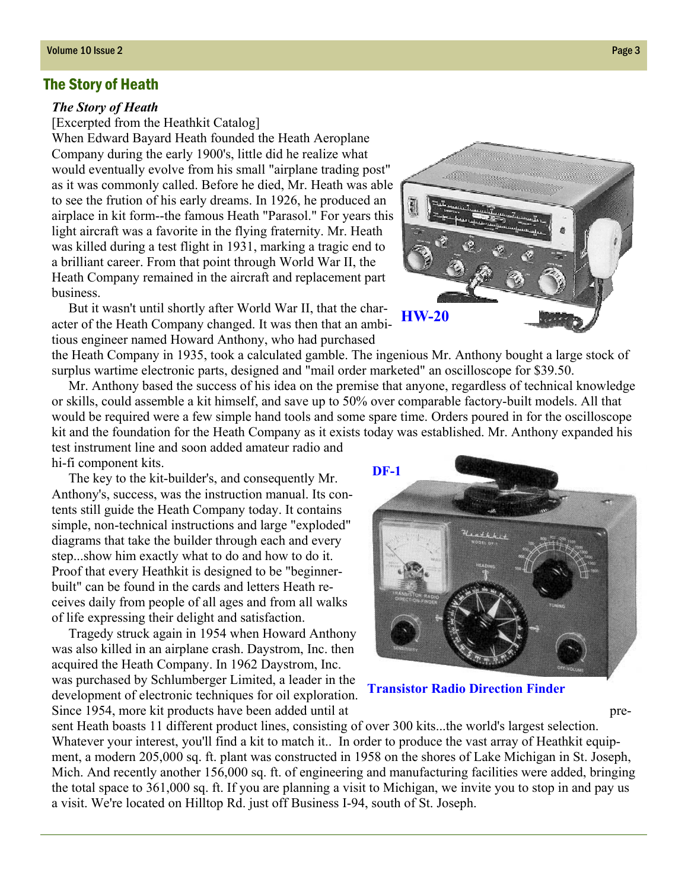## The Story of Heath

***The Story of Heath***

[Excerpted from the Heathkit Catalog]

When Edward Bayard Heath founded the Heath Aeroplane Company during the early 1900's, little did he realize what would eventually evolve from his small "airplane trading post" as it was commonly called. Before he died, Mr. Heath was able to see the frution of his early dreams. In 1926, he produced an airplace in kit form--the famous Heath "Parasol." For years this light aircraft was a favorite in the flying fraternity. Mr. Heath was killed during a test flight in 1931, marking a tragic end to a brilliant career. From that point through World War II, the Heath Company remained in the aircraft and replacement part business.

But it wasn't until shortly after World War II, that the character of the Heath Company changed. It was then that an ambitious engineer named Howard Anthony, who had purchased the Heath Company in 1935, took a calculated gamble. The ingenious Mr. Anthony bought a large stock of surplus wartime electronic parts, designed and "mail order marketed" an oscilloscope for $39.50.

**HW-20**

Mr. Anthony based the success of his idea on the premise that anyone, regardless of technical knowledge or skills, could assemble a kit himself, and save up to 50% over comparable factory-built models. All that would be required were a few simple hand tools and some spare time. Orders poured in for the oscilloscope kit and the foundation for the Heath Company as it exists today was established. Mr. Anthony expanded his test instrument line and soon added amateur radio and hi-fi component kits.

The key to the kit-builder's, and consequently Mr. Anthony's, success, was the instruction manual. Its contents still guide the Heath Company today. It contains simple, non-technical instructions and large "exploded" diagrams that take the builder through each and every step...show him exactly what to do and how to do it. Proof that every Heathkit is designed to be "beginner-built" can be found in the cards and letters Heath receives daily from people of all ages and from all walks of life expressing their delight and satisfaction.

**DF-1**

**Transistor Radio Direction Finder**

Tragedy struck again in 1954 when Howard Anthony was also killed in an airplane crash. Daystrom, Inc. then acquired the Heath Company. In 1962 Daystrom, Inc. was purchased by Schlumberger Limited, a leader in the development of electronic techniques for oil exploration. Since 1954, more kit products have been added until at present Heath boasts 11 different product lines, consisting of over 300 kits...the world's largest selection. Whatever your interest, you'll find a kit to match it.. In order to produce the vast array of Heathkit equipment, a modern 205,000 sq. ft. plant was constructed in 1958 on the shores of Lake Michigan in St. Joseph, Mich. And recently another 156,000 sq. ft. of engineering and manufacturing facilities were added, bringing the total space to 361,000 sq. ft. If you are planning a visit to Michigan, we invite you to stop in and pay us a visit. We're located on Hilltop Rd. just off Business I-94, south of St. Joseph.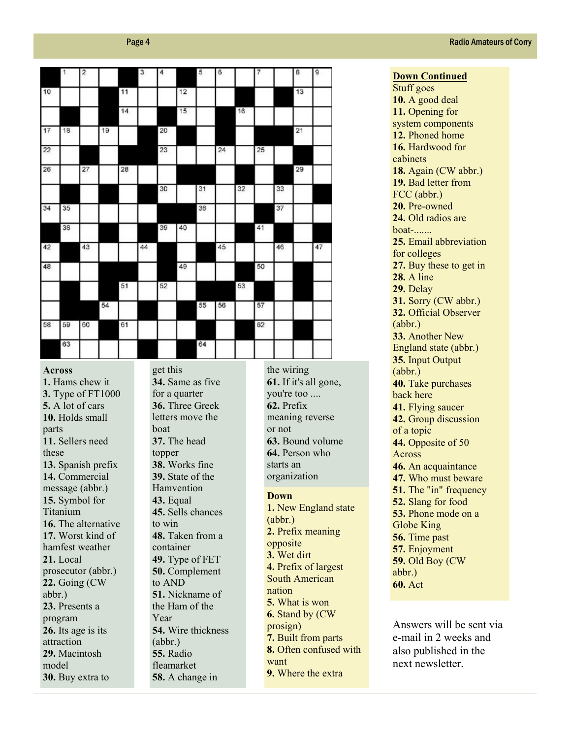## Across

**1.** Hams chew it
**3.** Type of FT1000
**5.** A lot of cars
**10.** Holds small parts
**11.** Sellers need these
**13.** Spanish prefix
**14.** Commercial message (abbr.)
**15.** Symbol for Titanium
**16.** The alternative
**17.** Worst kind of hamfest weather
**21.** Local prosecutor (abbr.)
**22.** Going (CW abbr.)
**23.** Presents a program
**26.** Its age is its attraction
**29.** Macintosh model
**30.** Buy extra to get this
**34.** Same as five for a quarter
**36.** Three Greek letters move the boat
**37.** The head topper
**38.** Works fine
**39.** State of the Hamvention
**43.** Equal
**45.** Sells chances to win
**48.** Taken from a container
**49.** Type of FET
**50.** Complement to AND
**51.** Nickname of the Ham of the Year
**54.** Wire thickness (abbr.)
**55.** Radio fleamarket
**58.** A change in the wiring
**61.** If it's all gone, you're too ....
**62.** Prefix meaning reverse or not
**63.** Bound volume
**64.** Person who starts an organization

## Down

**1.** New England state (abbr.)
**2.** Prefix meaning opposite
**3.** Wet dirt
**4.** Prefix of largest South American nation
**5.** What is won
**6.** Stand by (CW prosign)
**7.** Built from parts
**8.** Often confused with want
**9.** Where the extra Stuff goes
**10.** A good deal
**11.** Opening for system components
**12.** Phoned home
**16.** Hardwood for cabinets
**18.** Again (CW abbr.)
**19.** Bad letter from FCC (abbr.)
**20.** Pre-owned
**24.** Old radios are boat-.......
**25.** Email abbreviation for colleges
**27.** Buy these to get in
**28.** A line
**29.** Delay
**31.** Sorry (CW abbr.)
**32.** Official Observer (abbr.)
**33.** Another New England state (abbr.)
**35.** Input Output (abbr.)
**40.** Take purchases back here
**41.** Flying saucer
**42.** Group discussion of a topic
**44.** Opposite of 50 Across
**46.** An acquaintance
**47.** Who must beware
**51.** The "in" frequency
**52.** Slang for food
**53.** Phone mode on a Globe King
**56.** Time past
**57.** Enjoyment
**59.** Old Boy (CW abbr.)
**60.** Act

Answers will be sent via e-mail in 2 weeks and also published in the next newsletter.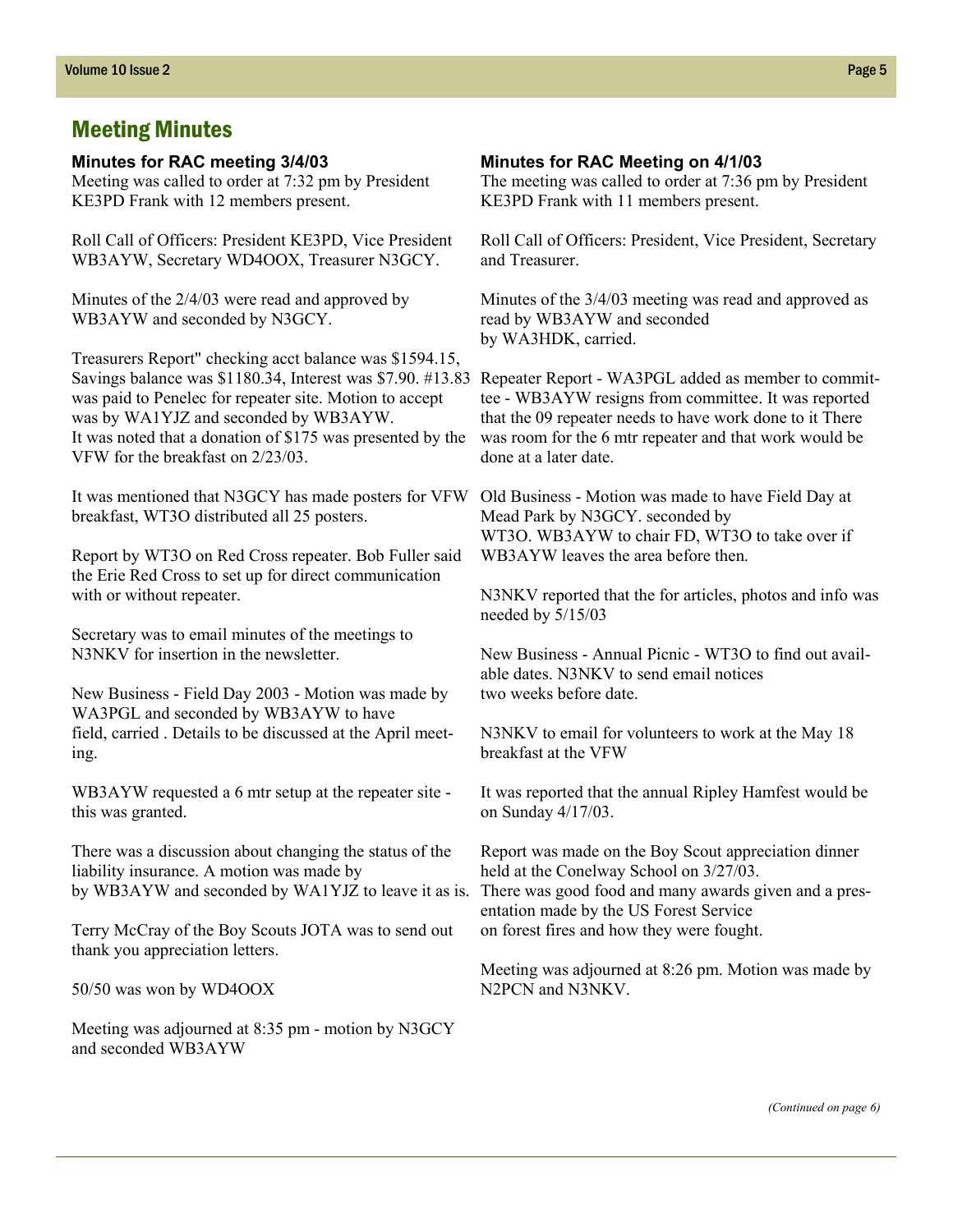# Meeting Minutes

### Minutes for RAC meeting 3/4/03

Meeting was called to order at 7:32 pm by President KE3PD Frank with 12 members present.

Roll Call of Officers: President KE3PD, Vice President WB3AYW, Secretary WD4OOX, Treasurer N3GCY.

Minutes of the 2/4/03 were read and approved by WB3AYW and seconded by N3GCY.

Treasurers Report" checking acct balance was $1594.15, Savings balance was $1180.34, Interest was $7.90. #13.83 was paid to Penelec for repeater site. Motion to accept was by WA1YJZ and seconded by WB3AYW.
It was noted that a donation of $175 was presented by the VFW for the breakfast on 2/23/03.

It was mentioned that N3GCY has made posters for VFW breakfast, WT3O distributed all 25 posters.

Report by WT3O on Red Cross repeater. Bob Fuller said the Erie Red Cross to set up for direct communication with or without repeater.

Secretary was to email minutes of the meetings to N3NKV for insertion in the newsletter.

New Business - Field Day 2003 - Motion was made by WA3PGL and seconded by WB3AYW to have field, carried . Details to be discussed at the April meeting.

WB3AYW requested a 6 mtr setup at the repeater site - this was granted.

There was a discussion about changing the status of the liability insurance. A motion was made by by WB3AYW and seconded by WA1YJZ to leave it as is.

Terry McCray of the Boy Scouts JOTA was to send out thank you appreciation letters.

50/50 was won by WD4OOX

Meeting was adjourned at 8:35 pm - motion by N3GCY and seconded WB3AYW

### Minutes for RAC Meeting on 4/1/03

The meeting was called to order at 7:36 pm by President KE3PD Frank with 11 members present.

Roll Call of Officers: President, Vice President, Secretary and Treasurer.

Minutes of the 3/4/03 meeting was read and approved as read by WB3AYW and seconded by WA3HDK, carried.

Repeater Report - WA3PGL added as member to committee - WB3AYW resigns from committee. It was reported that the 09 repeater needs to have work done to it There was room for the 6 mtr repeater and that work would be done at a later date.

Old Business - Motion was made to have Field Day at Mead Park by N3GCY. seconded by WT3O. WB3AYW to chair FD, WT3O to take over if WB3AYW leaves the area before then.

N3NKV reported that the for articles, photos and info was needed by 5/15/03

New Business - Annual Picnic - WT3O to find out available dates. N3NKV to send email notices two weeks before date.

N3NKV to email for volunteers to work at the May 18 breakfast at the VFW

It was reported that the annual Ripley Hamfest would be on Sunday 4/17/03.

Report was made on the Boy Scout appreciation dinner held at the Conelway School on 3/27/03.
There was good food and many awards given and a presentation made by the US Forest Service on forest fires and how they were fought.

Meeting was adjourned at 8:26 pm. Motion was made by N2PCN and N3NKV.

*(Continued on page 6)*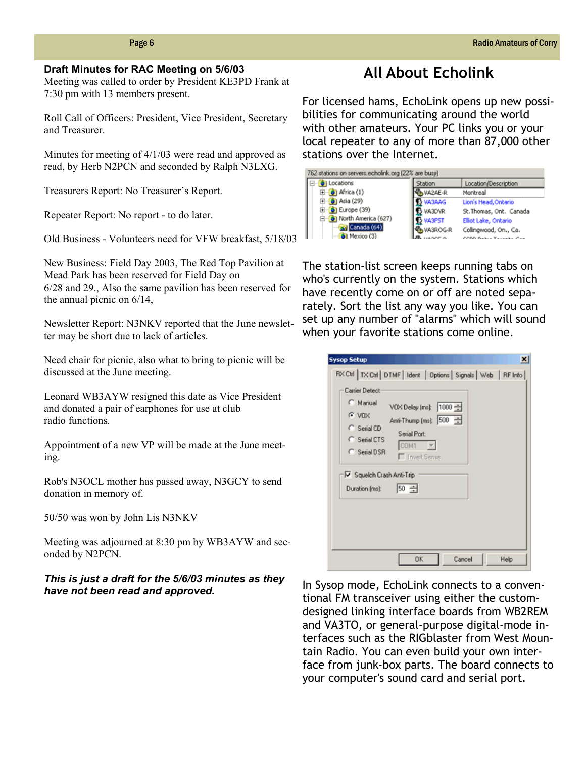## Draft Minutes for RAC Meeting on 5/6/03

Meeting was called to order by President KE3PD Frank at 7:30 pm with 13 members present.

Roll Call of Officers: President, Vice President, Secretary and Treasurer.

Minutes for meeting of 4/1/03 were read and approved as read, by Herb N2PCN and seconded by Ralph N3LXG.

Treasurers Report: No Treasurer's Report.

Repeater Report: No report - to do later.

Old Business - Volunteers need for VFW breakfast, 5/18/03

New Business: Field Day 2003, The Red Top Pavilion at Mead Park has been reserved for Field Day on 6/28 and 29., Also the same pavilion has been reserved for the annual picnic on 6/14,

Newsletter Report: N3NKV reported that the June newsletter may be short due to lack of articles.

Need chair for picnic, also what to bring to picnic will be discussed at the June meeting.

Leonard WB3AYW resigned this date as Vice President and donated a pair of earphones for use at club radio functions.

Appointment of a new VP will be made at the June meeting.

Rob's N3OCL mother has passed away, N3GCY to send donation in memory of.

50/50 was won by John Lis N3NKV

Meeting was adjourned at 8:30 pm by WB3AYW and seconded by N2PCN.

***This is just a draft for the 5/6/03 minutes as they have not been read and approved.***

# All About Echolink

For licensed hams, EchoLink opens up new possibilities for communicating around the world with other amateurs. Your PC links you or your local repeater to any of more than 87,000 other stations over the Internet.

The station-list screen keeps running tabs on who's currently on the system. Stations which have recently come on or off are noted separately. Sort the list any way you like. You can set up any number of "alarms" which will sound when your favorite stations come online.

In Sysop mode, EchoLink connects to a conventional FM transceiver using either the custom-designed linking interface boards from WB2REM and VA3TO, or general-purpose digital-mode interfaces such as the RIGblaster from West Mountain Radio. You can even build your own interface from junk-box parts. The board connects to your computer's sound card and serial port.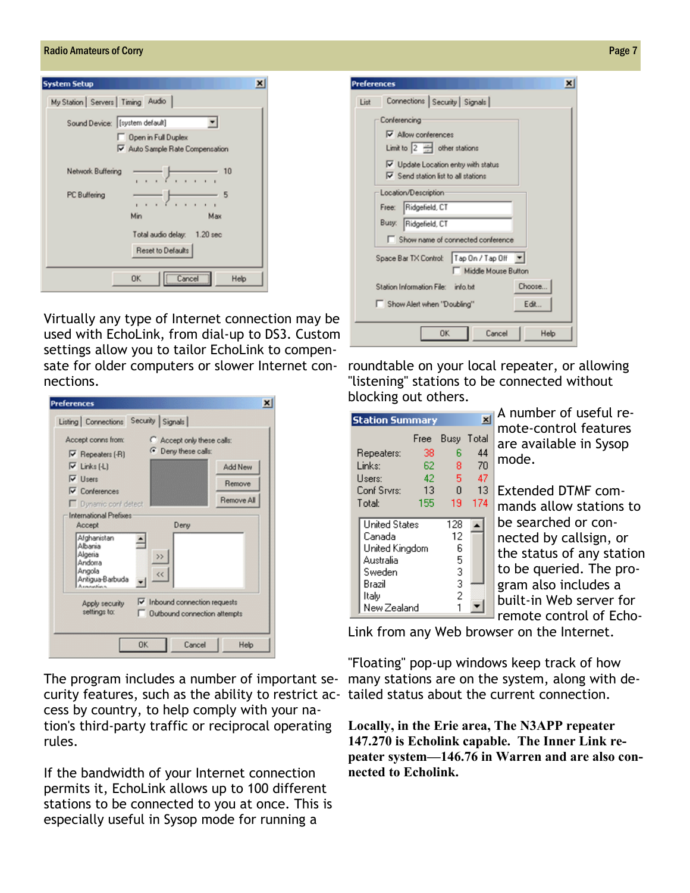Virtually any type of Internet connection may be used with EchoLink, from dial-up to DS3. Custom settings allow you to tailor EchoLink to compensate for older computers or slower Internet connections.

The program includes a number of important security features, such as the ability to restrict access by country, to help comply with your nation's third-party traffic or reciprocal operating rules.

If the bandwidth of your Internet connection permits it, EchoLink allows up to 100 different stations to be connected to you at once. This is especially useful in Sysop mode for running a roundtable on your local repeater, or allowing "listening" stations to be connected without blocking out others.

A number of useful remote-control features are available in Sysop mode.

Extended DTMF commands allow stations to be searched or connected by callsign, or the status of any station to be queried. The program also includes a built-in Web server for remote control of EchoLink from any Web browser on the Internet.

"Floating" pop-up windows keep track of how many stations are on the system, along with detailed status about the current connection.

**Locally, in the Erie area, The N3APP repeater 147.270 is Echolink capable. The Inner Link repeater system—146.76 in Warren and are also connected to Echolink.**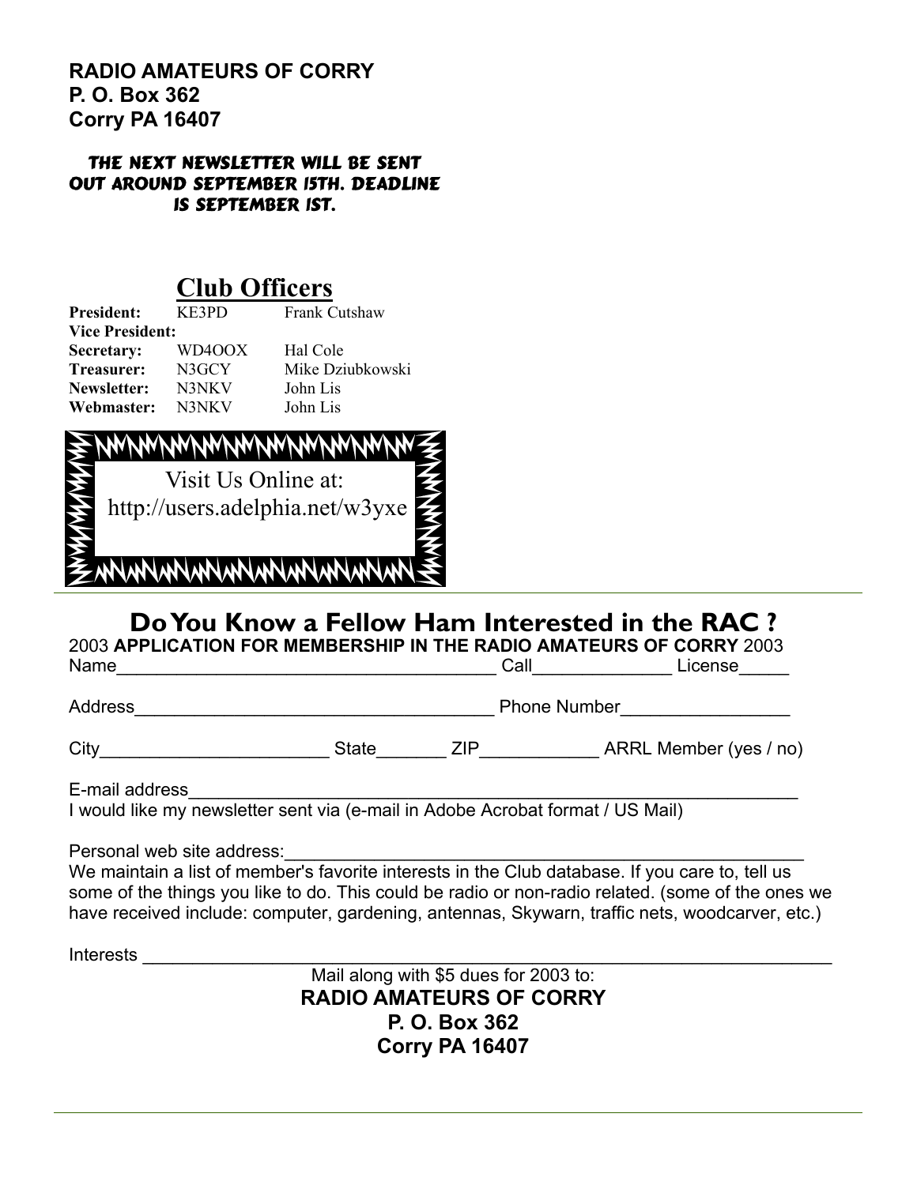**RADIO AMATEURS OF CORRY**
**P. O. Box 362**
**Corry PA 16407**

THE NEXT NEWSLETTER WILL BE SENT OUT AROUND SEPTEMBER 15TH. DEADLINE IS SEPTEMBER 1ST.

## Club Officers

| | | |
|---|---|---|
| **President:** | KE3PD | Frank Cutshaw |
| **Vice President:** | | |
| **Secretary:** | WD4OOX | Hal Cole |
| **Treasurer:** | N3GCY | Mike Dziubkowski |
| **Newsletter:** | N3NKV | John Lis |
| **Webmaster:** | N3NKV | John Lis |

Visit Us Online at:
http://users.adelphia.net/w3yxe

## Do You Know a Fellow Ham Interested in the RAC ?

2003 **APPLICATION FOR MEMBERSHIP IN THE RADIO AMATEURS OF CORRY** 2003

Name_______________________________________ Call______________ License_____

Address_____________________________________ Phone Number_________________

City______________________ State_______ ZIP____________ ARRL Member (yes / no)

E-mail address______________________________________________________________

I would like my newsletter sent via (e-mail in Adobe Acrobat format / US Mail)

Personal web site address:______________________________________________________

We maintain a list of member's favorite interests in the Club database. If you care to, tell us some of the things you like to do. This could be radio or non-radio related. (some of the ones we have received include: computer, gardening, antennas, Skywarn, traffic nets, woodcarver, etc.)

Interests __________________________________________________________________

Mail along with $5 dues for 2003 to:

**RADIO AMATEURS OF CORRY**
**P. O. Box 362**
**Corry PA 16407**